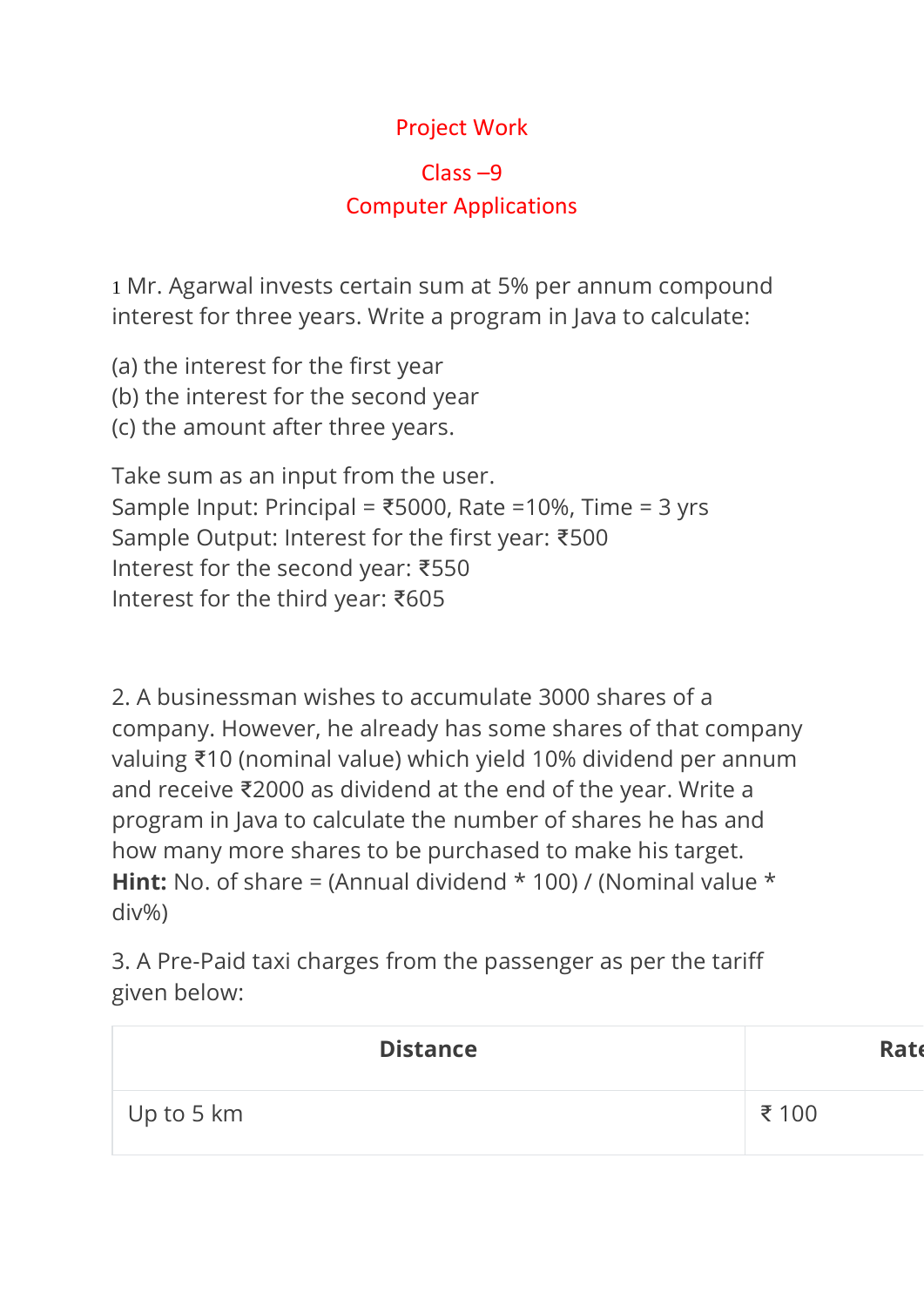# Project Work

## Class –9

## Computer Applications

1 Mr. Agarwal invests certain sum at 5% per annum compound interest for three years. Write a program in Java to calculate:

(a) the interest for the first year
(b) the interest for the second year
(c) the amount after three years.

Take sum as an input from the user.
Sample Input: Principal = ₹5000, Rate =10%, Time = 3 yrs
Sample Output: Interest for the first year: ₹500
Interest for the second year: ₹550
Interest for the third year: ₹605

2. A businessman wishes to accumulate 3000 shares of a company. However, he already has some shares of that company valuing ₹10 (nominal value) which yield 10% dividend per annum and receive ₹2000 as dividend at the end of the year. Write a program in Java to calculate the number of shares he has and how many more shares to be purchased to make his target.
**Hint:** No. of share = (Annual dividend * 100) / (Nominal value * div%)

3. A Pre-Paid taxi charges from the passenger as per the tariff given below:

| Distance | Rate |
|---|---|
| Up to 5 km | ₹ 100 |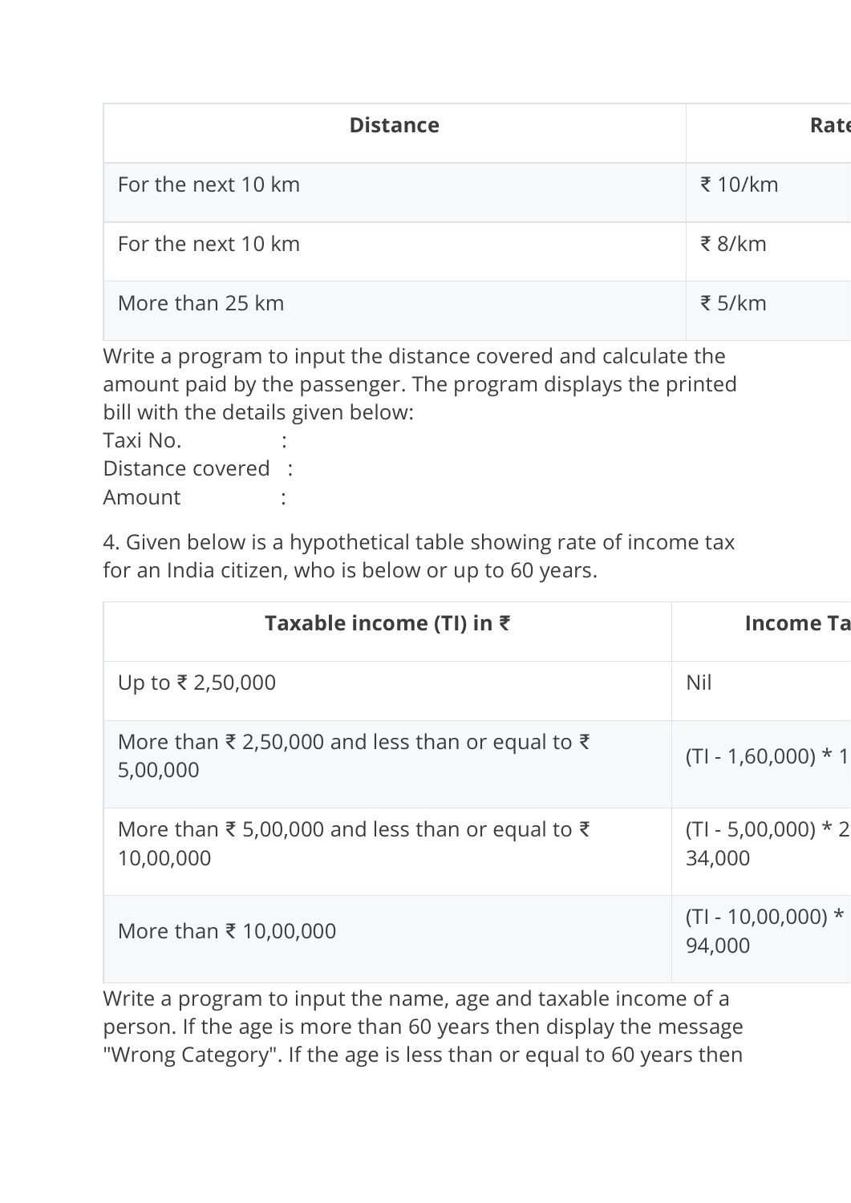| Distance | Rate |
| --- | --- |
| For the next 10 km | ₹ 10/km |
| For the next 10 km | ₹ 8/km |
| More than 25 km | ₹ 5/km |

Write a program to input the distance covered and calculate the amount paid by the passenger. The program displays the printed bill with the details given below:
Taxi No. :
Distance covered :
Amount :

4. Given below is a hypothetical table showing rate of income tax for an India citizen, who is below or up to 60 years.

| Taxable income (TI) in ₹ | Income Ta |
| --- | --- |
| Up to ₹ 2,50,000 | Nil |
| More than ₹ 2,50,000 and less than or equal to ₹ 5,00,000 | (TI - 1,60,000) * 1 |
| More than ₹ 5,00,000 and less than or equal to ₹ 10,00,000 | (TI - 5,00,000) * 2 34,000 |
| More than ₹ 10,00,000 | (TI - 10,00,000) * 94,000 |

Write a program to input the name, age and taxable income of a person. If the age is more than 60 years then display the message "Wrong Category". If the age is less than or equal to 60 years then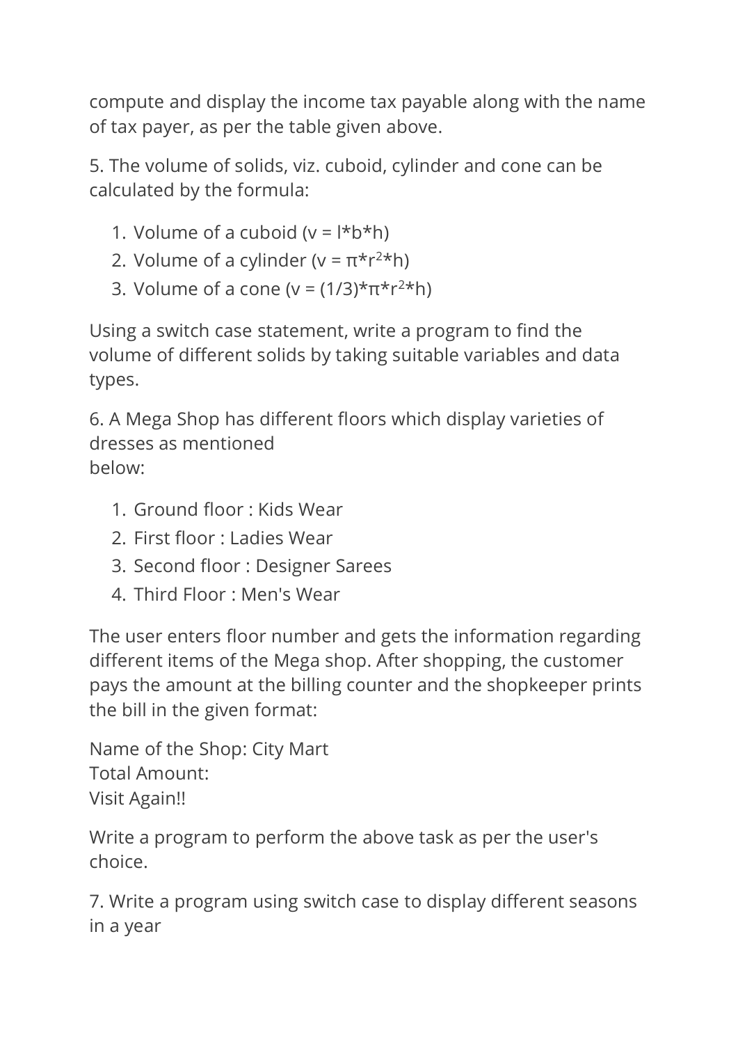compute and display the income tax payable along with the name of tax payer, as per the table given above.

5. The volume of solids, viz. cuboid, cylinder and cone can be calculated by the formula:

1. Volume of a cuboid ($v = l*b*h$)
2. Volume of a cylinder ($v = \pi*r^2*h$)
3. Volume of a cone ($v = (1/3)*\pi*r^2*h$)

Using a switch case statement, write a program to find the volume of different solids by taking suitable variables and data types.

6. A Mega Shop has different floors which display varieties of dresses as mentioned
below:

1. Ground floor : Kids Wear
2. First floor : Ladies Wear
3. Second floor : Designer Sarees
4. Third Floor : Men's Wear

The user enters floor number and gets the information regarding different items of the Mega shop. After shopping, the customer pays the amount at the billing counter and the shopkeeper prints the bill in the given format:

Name of the Shop: City Mart
Total Amount:
Visit Again!!

Write a program to perform the above task as per the user's choice.

7. Write a program using switch case to display different seasons in a year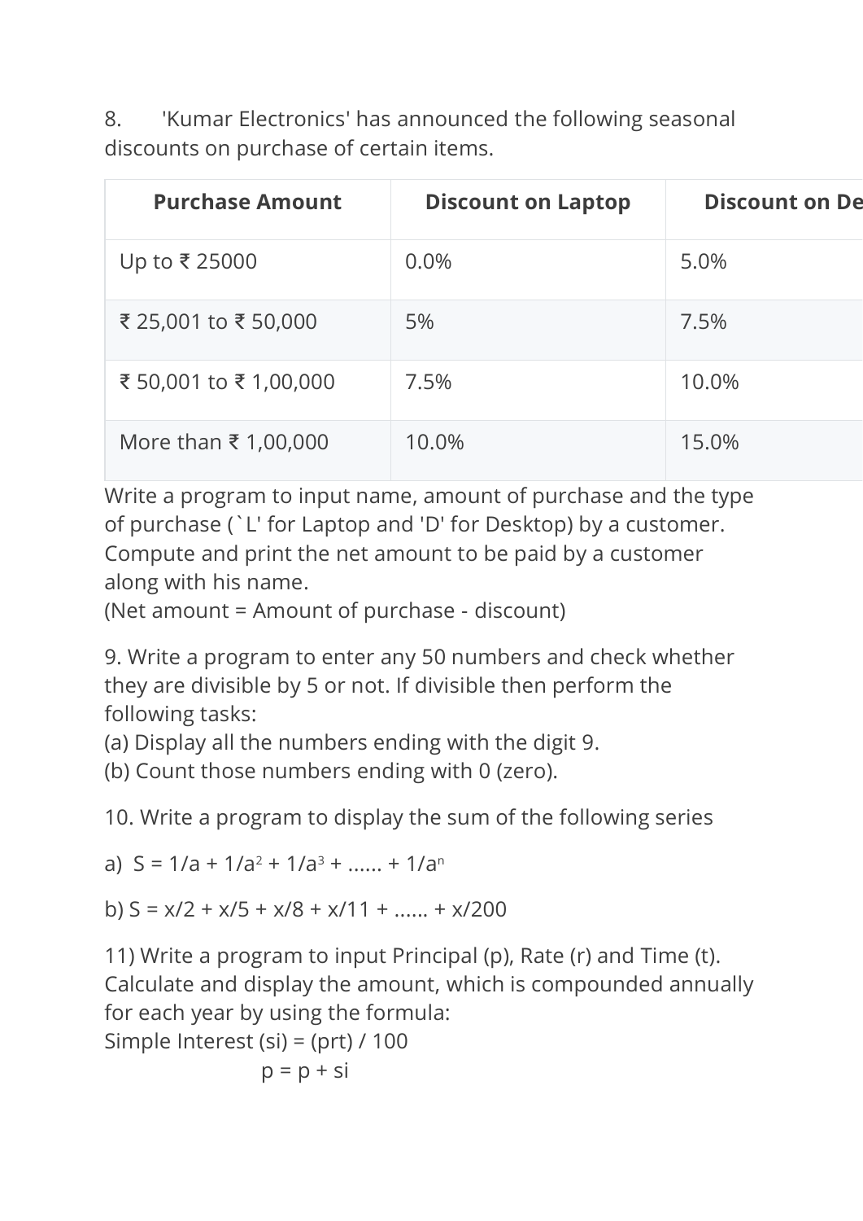8. 'Kumar Electronics' has announced the following seasonal discounts on purchase of certain items.

| Purchase Amount | Discount on Laptop | Discount on De |
|---|---|---|
| Up to ₹ 25000 | 0.0% | 5.0% |
| ₹ 25,001 to ₹ 50,000 | 5% | 7.5% |
| ₹ 50,001 to ₹ 1,00,000 | 7.5% | 10.0% |
| More than ₹ 1,00,000 | 10.0% | 15.0% |

Write a program to input name, amount of purchase and the type of purchase (`L' for Laptop and 'D' for Desktop) by a customer. Compute and print the net amount to be paid by a customer along with his name.
(Net amount = Amount of purchase - discount)

9. Write a program to enter any 50 numbers and check whether they are divisible by 5 or not. If divisible then perform the following tasks:
(a) Display all the numbers ending with the digit 9.
(b) Count those numbers ending with 0 (zero).

10. Write a program to display the sum of the following series

a) $S = 1/a + 1/a^2 + 1/a^3 + \ldots\ldots + 1/a^n$

b) $S = x/2 + x/5 + x/8 + x/11 + \ldots\ldots + x/200$

11) Write a program to input Principal (p), Rate (r) and Time (t). Calculate and display the amount, which is compounded annually for each year by using the formula:
Simple Interest (si) = (prt) / 100
p = p + si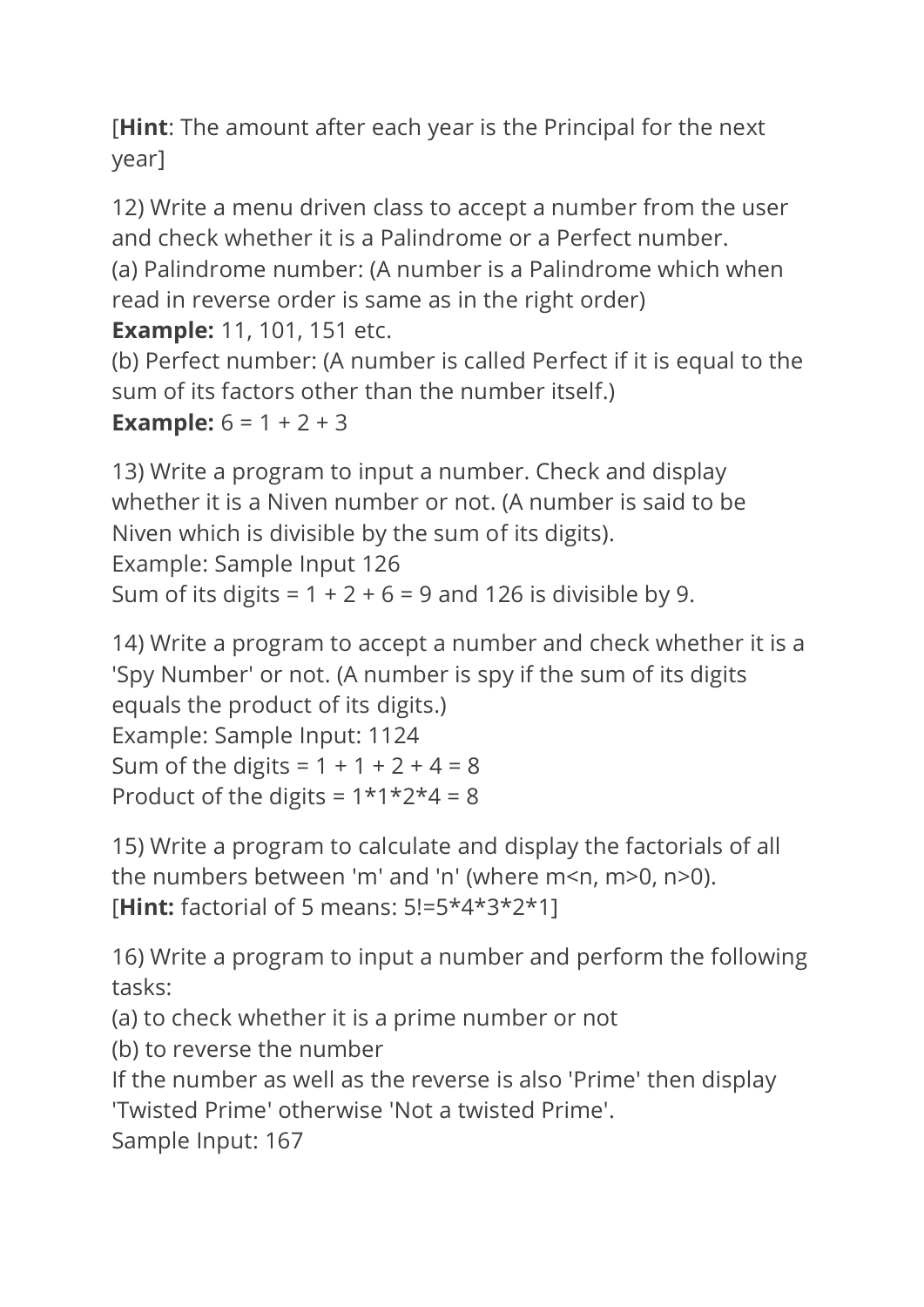[**Hint**: The amount after each year is the Principal for the next year]

12) Write a menu driven class to accept a number from the user and check whether it is a Palindrome or a Perfect number.
(a) Palindrome number: (A number is a Palindrome which when read in reverse order is same as in the right order)
**Example:** 11, 101, 151 etc.
(b) Perfect number: (A number is called Perfect if it is equal to the sum of its factors other than the number itself.)
**Example:** 6 = 1 + 2 + 3

13) Write a program to input a number. Check and display whether it is a Niven number or not. (A number is said to be Niven which is divisible by the sum of its digits).
Example: Sample Input 126
Sum of its digits = 1 + 2 + 6 = 9 and 126 is divisible by 9.

14) Write a program to accept a number and check whether it is a 'Spy Number' or not. (A number is spy if the sum of its digits equals the product of its digits.)
Example: Sample Input: 1124
Sum of the digits = 1 + 1 + 2 + 4 = 8
Product of the digits = 1*1*2*4 = 8

15) Write a program to calculate and display the factorials of all the numbers between 'm' and 'n' (where m<n, m>0, n>0).
[**Hint:** factorial of 5 means: 5!=5*4*3*2*1]

16) Write a program to input a number and perform the following tasks:
(a) to check whether it is a prime number or not
(b) to reverse the number
If the number as well as the reverse is also 'Prime' then display 'Twisted Prime' otherwise 'Not a twisted Prime'.
Sample Input: 167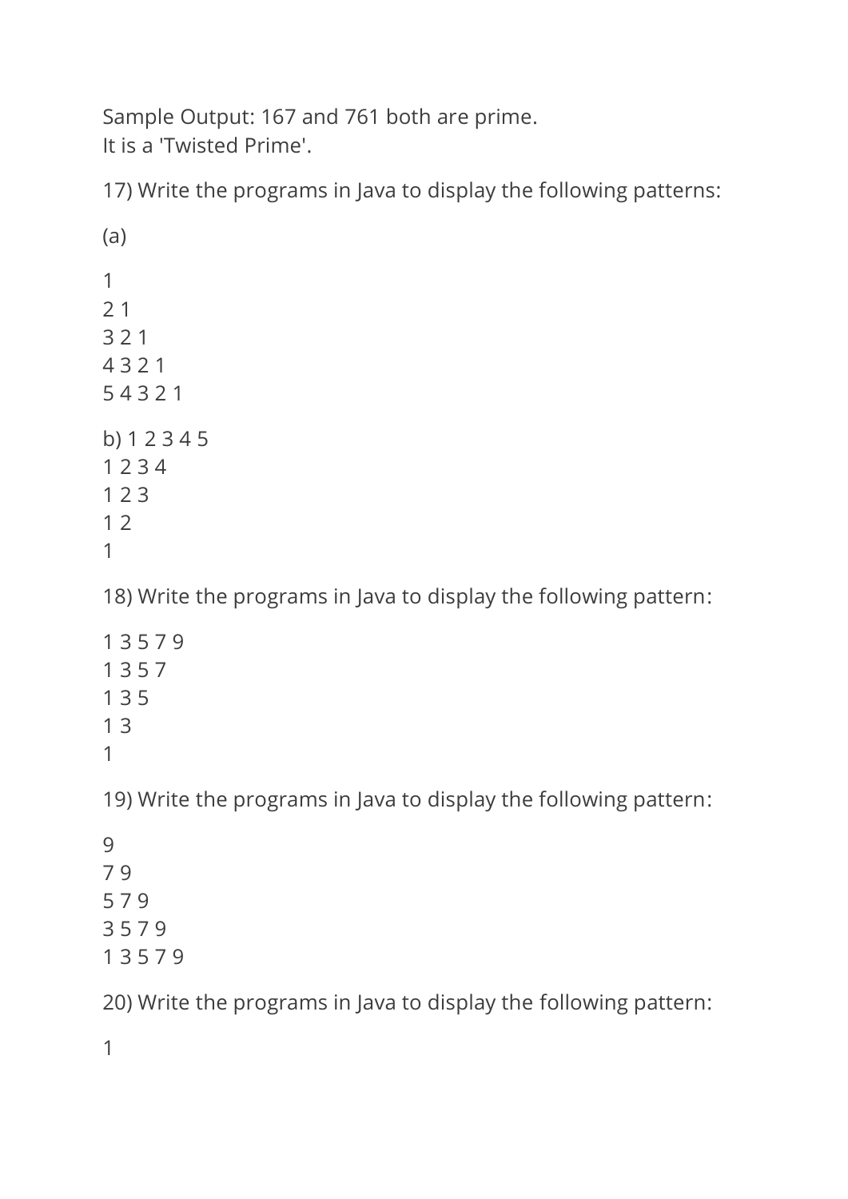Sample Output: 167 and 761 both are prime.
It is a 'Twisted Prime'.

17) Write the programs in Java to display the following patterns:

(a)

1
2 1
3 2 1
4 3 2 1
5 4 3 2 1

b) 1 2 3 4 5
1 2 3 4
1 2 3
1 2
1

18) Write the programs in Java to display the following pattern:

1 3 5 7 9
1 3 5 7
1 3 5
1 3
1

19) Write the programs in Java to display the following pattern:

9
7 9
5 7 9
3 5 7 9
1 3 5 7 9

20) Write the programs in Java to display the following pattern:

1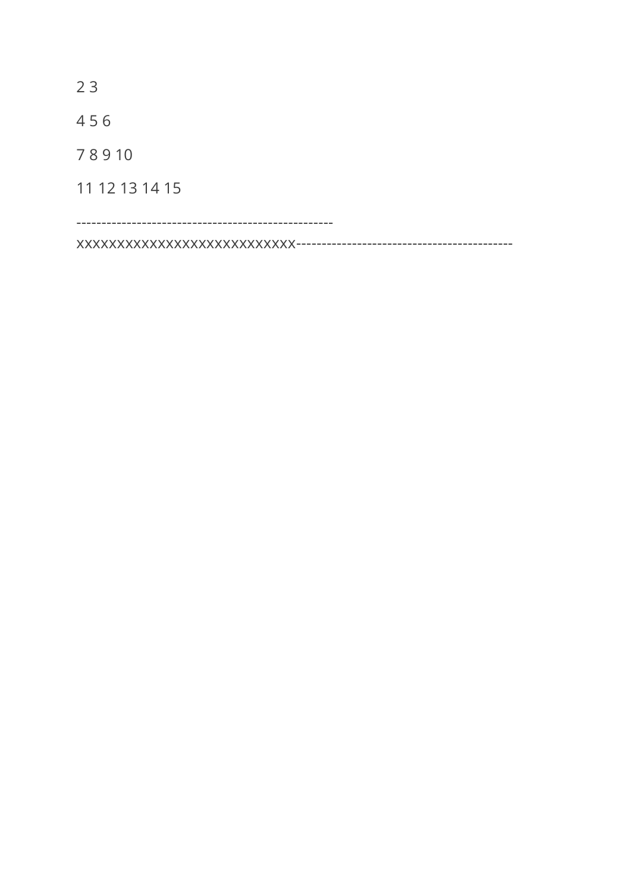2 3

4 5 6

7 8 9 10

11 12 13 14 15

--------------------------------------------------

xxxxxxxxxxxxxxxxxxxxxxxxxxxx-------------------------------------------